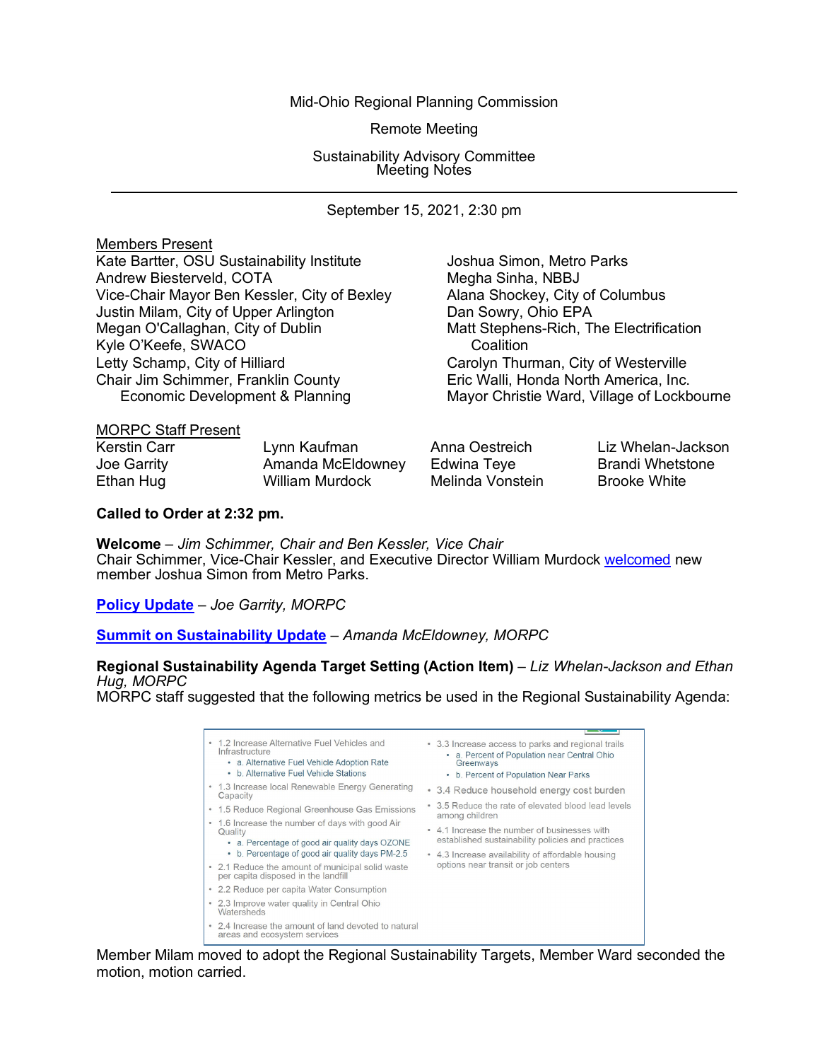Mid-Ohio Regional Planning Commission

Remote Meeting

Sustainability Advisory Committee
Meeting Notes

---

September 15, 2021, 2:30 pm

**Members Present**

Kate Bartter, OSU Sustainability Institute
Andrew Biesterveld, COTA
Vice-Chair Mayor Ben Kessler, City of Bexley
Justin Milam, City of Upper Arlington
Megan O'Callaghan, City of Dublin
Kyle O'Keefe, SWACO
Letty Schamp, City of Hilliard
Chair Jim Schimmer, Franklin County Economic Development & Planning
Joshua Simon, Metro Parks
Megha Sinha, NBBJ
Alana Shockey, City of Columbus
Dan Sowry, Ohio EPA
Matt Stephens-Rich, The Electrification Coalition
Carolyn Thurman, City of Westerville
Eric Walli, Honda North America, Inc.
Mayor Christie Ward, Village of Lockbourne

**MORPC Staff Present**

Kerstin Carr
Joe Garrity
Ethan Hug
Lynn Kaufman
Amanda McEldowney
William Murdock
Anna Oestreich
Edwina Teye
Melinda Vonstein
Liz Whelan-Jackson
Brandi Whetstone
Brooke White

**Called to Order at 2:32 pm.**

**Welcome** – *Jim Schimmer, Chair and Ben Kessler, Vice Chair*
Chair Schimmer, Vice-Chair Kessler, and Executive Director William Murdock welcomed new member Joshua Simon from Metro Parks.

**Policy Update** – *Joe Garrity, MORPC*

**Summit on Sustainability Update** – *Amanda McEldowney, MORPC*

**Regional Sustainability Agenda Target Setting (Action Item)** – *Liz Whelan-Jackson and Ethan Hug, MORPC*
MORPC staff suggested that the following metrics be used in the Regional Sustainability Agenda:

- 1.2 Increase Alternative Fuel Vehicles and Infrastructure
  - a. Alternative Fuel Vehicle Adoption Rate
  - b. Alternative Fuel Vehicle Stations
- 1.3 Increase local Renewable Energy Generating Capacity
- 1.5 Reduce Regional Greenhouse Gas Emissions
- 1.6 Increase the number of days with good Air Quality
  - a. Percentage of good air quality days OZONE
  - b. Percentage of good air quality days PM-2.5
- 2.1 Reduce the amount of municipal solid waste per capita disposed in the landfill
- 2.2 Reduce per capita Water Consumption
- 2.3 Improve water quality in Central Ohio Watersheds
- 2.4 Increase the amount of land devoted to natural areas and ecosystem services
- 3.3 Increase access to parks and regional trails
  - a. Percent of Population near Central Ohio Greenways
  - b. Percent of Population Near Parks
- 3.4 Reduce household energy cost burden
- 3.5 Reduce the rate of elevated blood lead levels among children
- 4.1 Increase the number of businesses with established sustainability policies and practices
- 4.3 Increase availability of affordable housing options near transit or job centers

Member Milam moved to adopt the Regional Sustainability Targets, Member Ward seconded the motion, motion carried.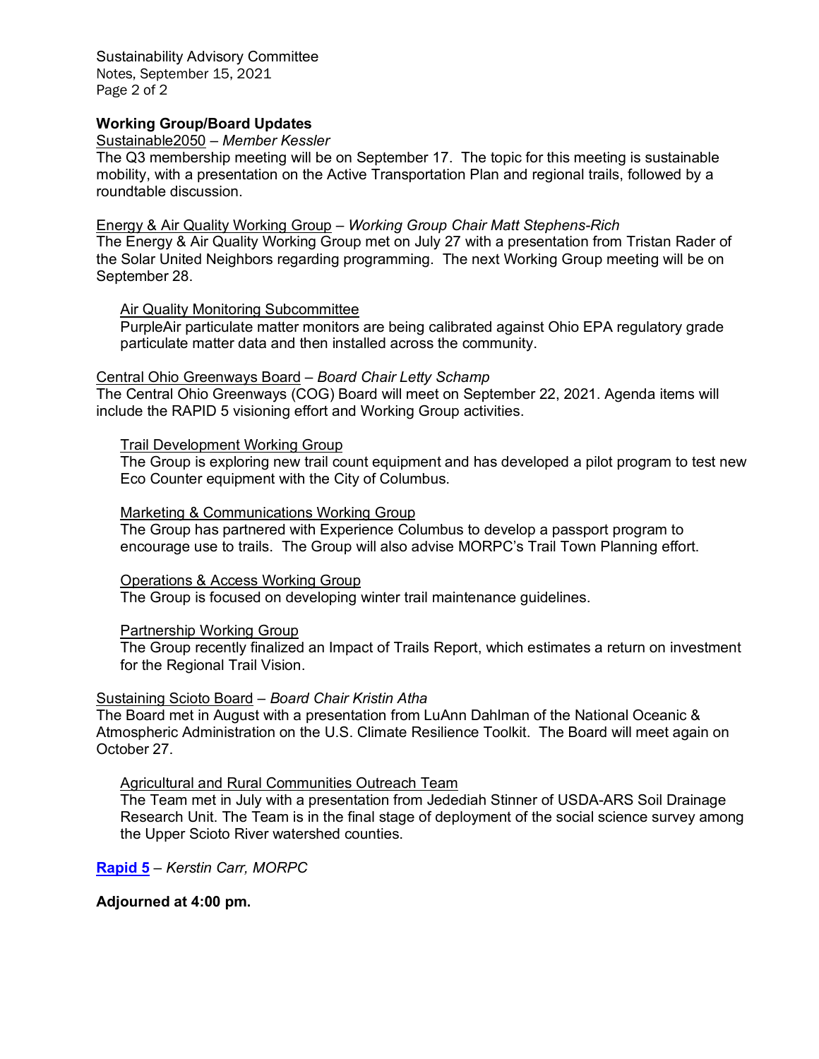## Working Group/Board Updates

Sustainable2050 – *Member Kessler*

The Q3 membership meeting will be on September 17. The topic for this meeting is sustainable mobility, with a presentation on the Active Transportation Plan and regional trails, followed by a roundtable discussion.

Energy & Air Quality Working Group – *Working Group Chair Matt Stephens-Rich*

The Energy & Air Quality Working Group met on July 27 with a presentation from Tristan Rader of the Solar United Neighbors regarding programming. The next Working Group meeting will be on September 28.

Air Quality Monitoring Subcommittee

PurpleAir particulate matter monitors are being calibrated against Ohio EPA regulatory grade particulate matter data and then installed across the community.

Central Ohio Greenways Board – *Board Chair Letty Schamp*

The Central Ohio Greenways (COG) Board will meet on September 22, 2021. Agenda items will include the RAPID 5 visioning effort and Working Group activities.

Trail Development Working Group

The Group is exploring new trail count equipment and has developed a pilot program to test new Eco Counter equipment with the City of Columbus.

Marketing & Communications Working Group

The Group has partnered with Experience Columbus to develop a passport program to encourage use to trails. The Group will also advise MORPC's Trail Town Planning effort.

Operations & Access Working Group

The Group is focused on developing winter trail maintenance guidelines.

Partnership Working Group

The Group recently finalized an Impact of Trails Report, which estimates a return on investment for the Regional Trail Vision.

Sustaining Scioto Board – *Board Chair Kristin Atha*

The Board met in August with a presentation from LuAnn Dahlman of the National Oceanic & Atmospheric Administration on the U.S. Climate Resilience Toolkit. The Board will meet again on October 27.

Agricultural and Rural Communities Outreach Team

The Team met in July with a presentation from Jedediah Stinner of USDA-ARS Soil Drainage Research Unit. The Team is in the final stage of deployment of the social science survey among the Upper Scioto River watershed counties.

**Rapid 5** – *Kerstin Carr, MORPC*

**Adjourned at 4:00 pm.**